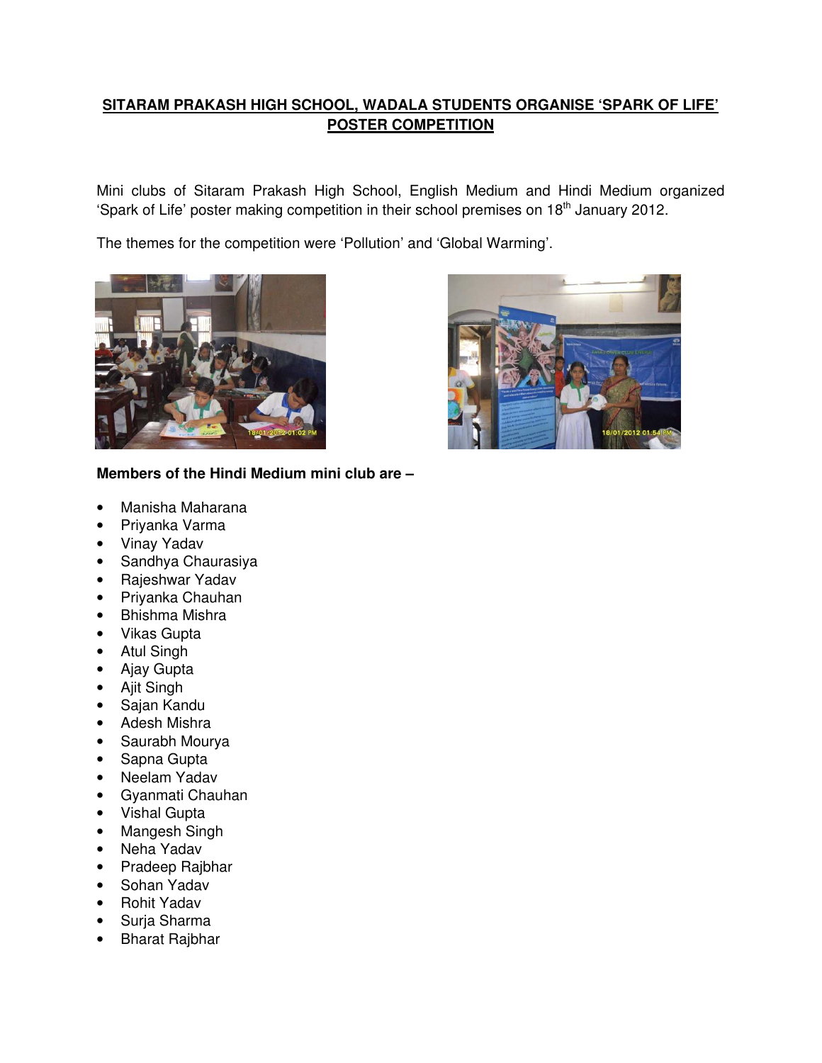# SITARAM PRAKASH HIGH SCHOOL, WADALA STUDENTS ORGANISE 'SPARK OF LIFE' POSTER COMPETITION

Mini clubs of Sitaram Prakash High School, English Medium and Hindi Medium organized 'Spark of Life' poster making competition in their school premises on 18th January 2012.

The themes for the competition were 'Pollution' and 'Global Warming'.

**Members of the Hindi Medium mini club are –**

- Manisha Maharana
- Priyanka Varma
- Vinay Yadav
- Sandhya Chaurasiya
- Rajeshwar Yadav
- Priyanka Chauhan
- Bhishma Mishra
- Vikas Gupta
- Atul Singh
- Ajay Gupta
- Ajit Singh
- Sajan Kandu
- Adesh Mishra
- Saurabh Mourya
- Sapna Gupta
- Neelam Yadav
- Gyanmati Chauhan
- Vishal Gupta
- Mangesh Singh
- Neha Yadav
- Pradeep Rajbhar
- Sohan Yadav
- Rohit Yadav
- Surja Sharma
- Bharat Rajbhar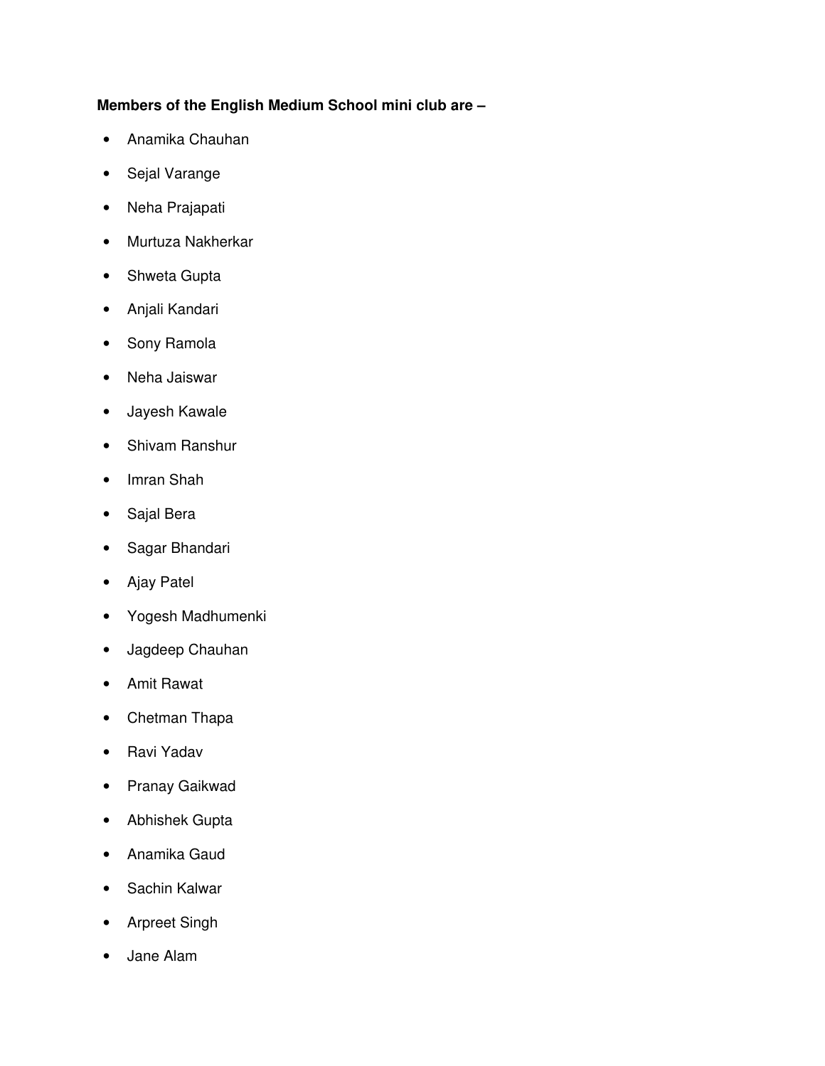**Members of the English Medium School mini club are –**

- Anamika Chauhan
- Sejal Varange
- Neha Prajapati
- Murtuza Nakherkar
- Shweta Gupta
- Anjali Kandari
- Sony Ramola
- Neha Jaiswar
- Jayesh Kawale
- Shivam Ranshur
- Imran Shah
- Sajal Bera
- Sagar Bhandari
- Ajay Patel
- Yogesh Madhumenki
- Jagdeep Chauhan
- Amit Rawat
- Chetman Thapa
- Ravi Yadav
- Pranay Gaikwad
- Abhishek Gupta
- Anamika Gaud
- Sachin Kalwar
- Arpreet Singh
- Jane Alam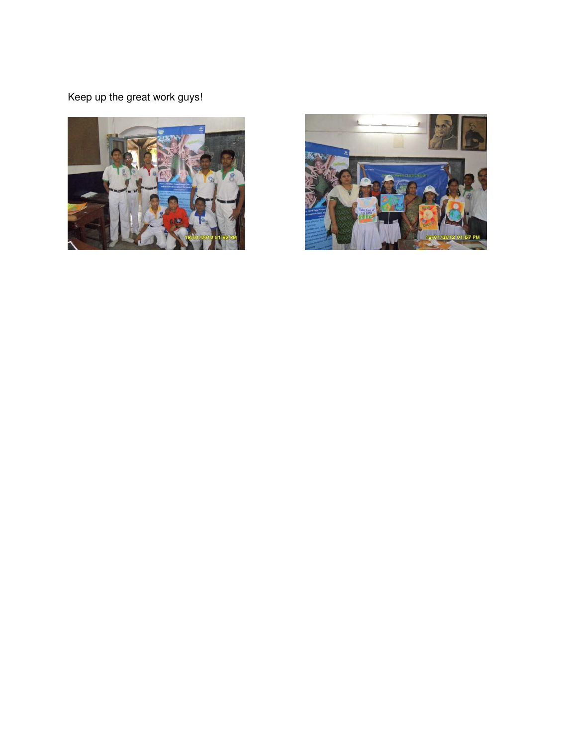Keep up the great work guys!